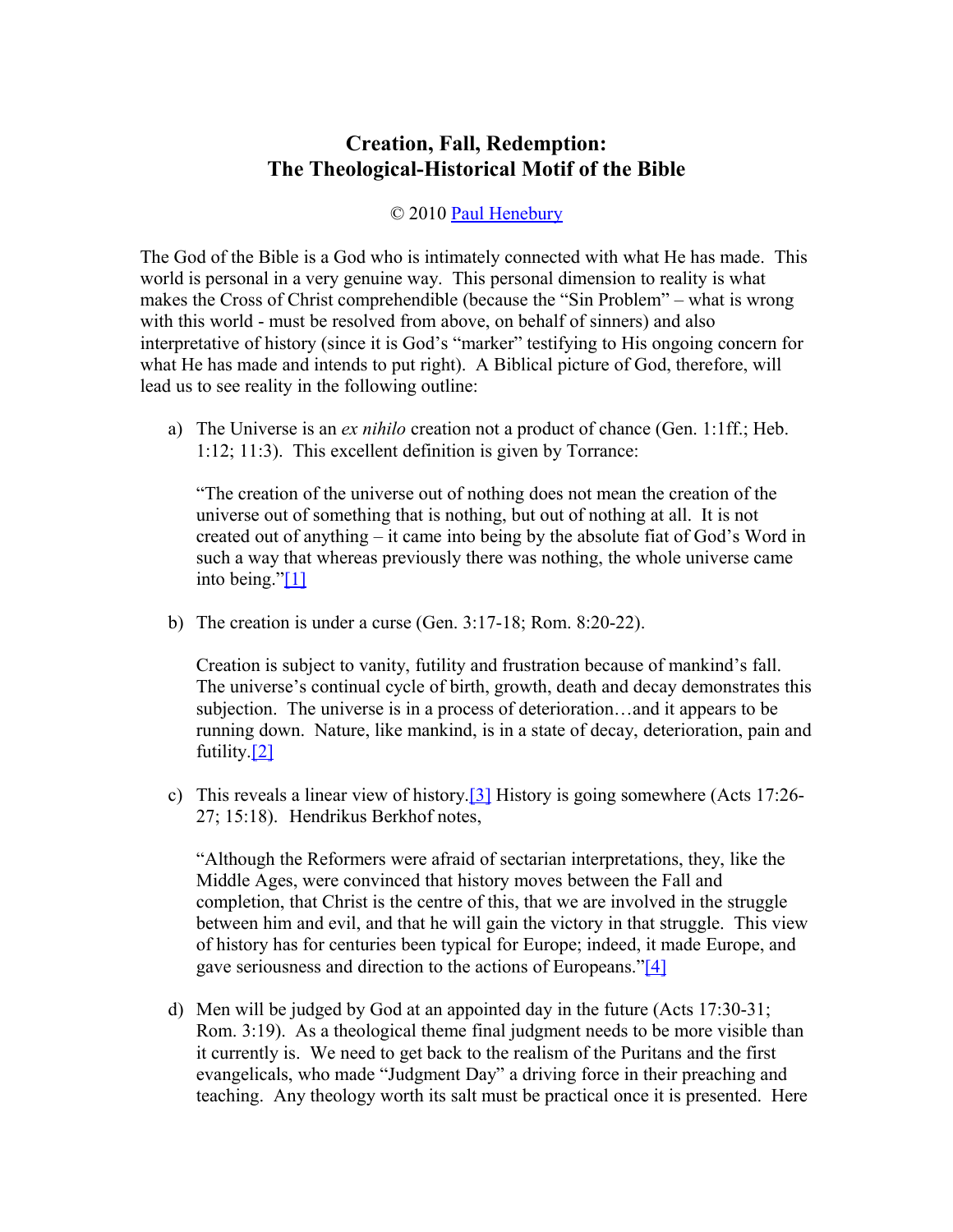# Creation, Fall, Redemption: The Theological-Historical Motif of the Bible

© 2010 Paul Henebury

The God of the Bible is a God who is intimately connected with what He has made. This world is personal in a very genuine way. This personal dimension to reality is what makes the Cross of Christ comprehendible (because the "Sin Problem" – what is wrong with this world - must be resolved from above, on behalf of sinners) and also interpretative of history (since it is God's "marker" testifying to His ongoing concern for what He has made and intends to put right). A Biblical picture of God, therefore, will lead us to see reality in the following outline:

a) The Universe is an *ex nihilo* creation not a product of chance (Gen. 1:1ff.; Heb. 1:12; 11:3). This excellent definition is given by Torrance:

   "The creation of the universe out of nothing does not mean the creation of the universe out of something that is nothing, but out of nothing at all. It is not created out of anything – it came into being by the absolute fiat of God's Word in such a way that whereas previously there was nothing, the whole universe came into being."[1]

b) The creation is under a curse (Gen. 3:17-18; Rom. 8:20-22).

   Creation is subject to vanity, futility and frustration because of mankind's fall. The universe's continual cycle of birth, growth, death and decay demonstrates this subjection. The universe is in a process of deterioration…and it appears to be running down. Nature, like mankind, is in a state of decay, deterioration, pain and futility.[2]

c) This reveals a linear view of history.[3] History is going somewhere (Acts 17:26-27; 15:18). Hendrikus Berkhof notes,

   "Although the Reformers were afraid of sectarian interpretations, they, like the Middle Ages, were convinced that history moves between the Fall and completion, that Christ is the centre of this, that we are involved in the struggle between him and evil, and that he will gain the victory in that struggle. This view of history has for centuries been typical for Europe; indeed, it made Europe, and gave seriousness and direction to the actions of Europeans."[4]

d) Men will be judged by God at an appointed day in the future (Acts 17:30-31; Rom. 3:19). As a theological theme final judgment needs to be more visible than it currently is. We need to get back to the realism of the Puritans and the first evangelicals, who made "Judgment Day" a driving force in their preaching and teaching. Any theology worth its salt must be practical once it is presented. Here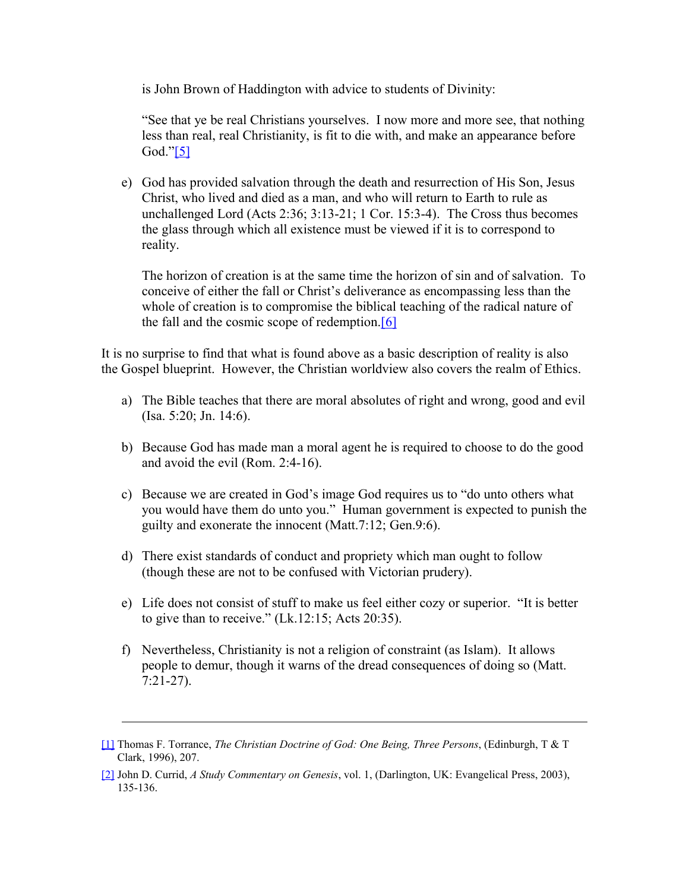is John Brown of Haddington with advice to students of Divinity:

> "See that ye be real Christians yourselves. I now more and more see, that nothing less than real, real Christianity, is fit to die with, and make an appearance before God."[5]

e) God has provided salvation through the death and resurrection of His Son, Jesus Christ, who lived and died as a man, and who will return to Earth to rule as unchallenged Lord (Acts 2:36; 3:13-21; 1 Cor. 15:3-4). The Cross thus becomes the glass through which all existence must be viewed if it is to correspond to reality.

> The horizon of creation is at the same time the horizon of sin and of salvation. To conceive of either the fall or Christ's deliverance as encompassing less than the whole of creation is to compromise the biblical teaching of the radical nature of the fall and the cosmic scope of redemption.[6]

It is no surprise to find that what is found above as a basic description of reality is also the Gospel blueprint. However, the Christian worldview also covers the realm of Ethics.

a) The Bible teaches that there are moral absolutes of right and wrong, good and evil (Isa. 5:20; Jn. 14:6).

b) Because God has made man a moral agent he is required to choose to do the good and avoid the evil (Rom. 2:4-16).

c) Because we are created in God's image God requires us to "do unto others what you would have them do unto you." Human government is expected to punish the guilty and exonerate the innocent (Matt.7:12; Gen.9:6).

d) There exist standards of conduct and propriety which man ought to follow (though these are not to be confused with Victorian prudery).

e) Life does not consist of stuff to make us feel either cozy or superior. "It is better to give than to receive." (Lk.12:15; Acts 20:35).

f) Nevertheless, Christianity is not a religion of constraint (as Islam). It allows people to demur, though it warns of the dread consequences of doing so (Matt. 7:21-27).

---

[1] Thomas F. Torrance, *The Christian Doctrine of God: One Being, Three Persons*, (Edinburgh, T & T Clark, 1996), 207.

[2] John D. Currid, *A Study Commentary on Genesis*, vol. 1, (Darlington, UK: Evangelical Press, 2003), 135-136.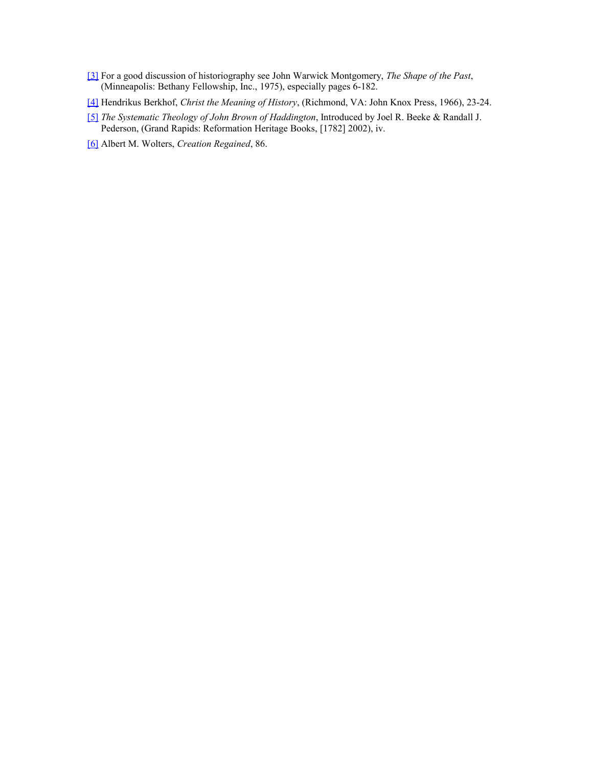[3] For a good discussion of historiography see John Warwick Montgomery, *The Shape of the Past*, (Minneapolis: Bethany Fellowship, Inc., 1975), especially pages 6-182.

[4] Hendrikus Berkhof, *Christ the Meaning of History*, (Richmond, VA: John Knox Press, 1966), 23-24.

[5] *The Systematic Theology of John Brown of Haddington*, Introduced by Joel R. Beeke & Randall J. Pederson, (Grand Rapids: Reformation Heritage Books, [1782] 2002), iv.

[6] Albert M. Wolters, *Creation Regained*, 86.